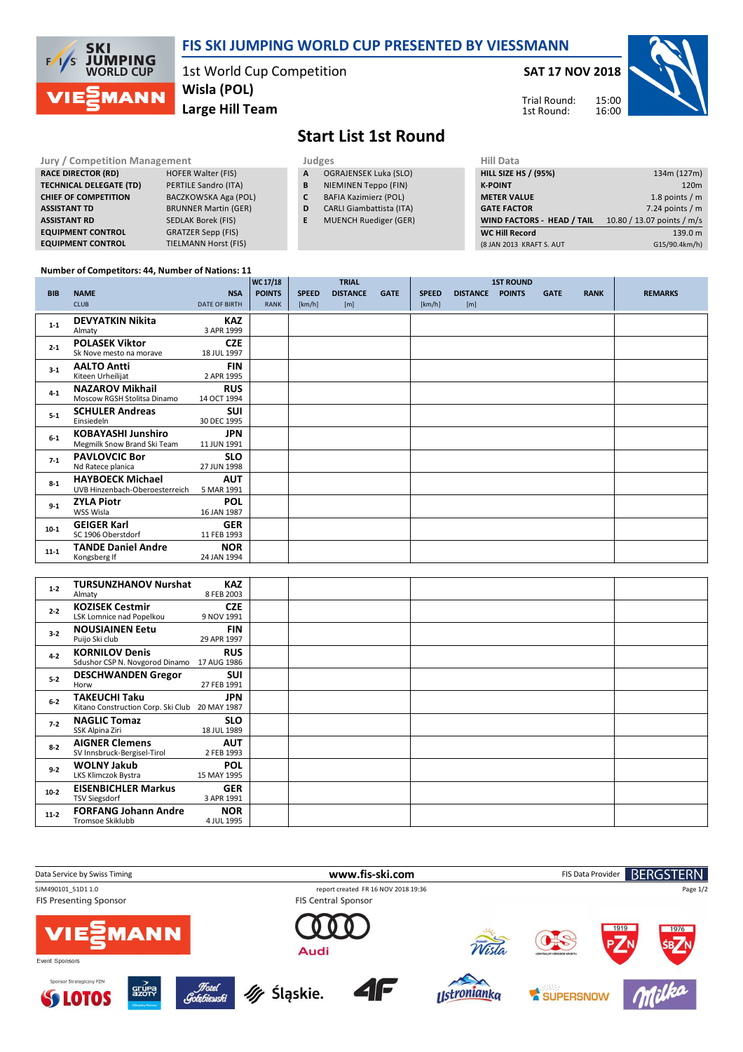# FIS SKI JUMPING WORLD CUP PRESENTED BY VIESSMANN

1st World Cup Competition
**Wisla (POL)**
**Large Hill Team**

**SAT 17 NOV 2018**

Trial Round: 15:00
1st Round: 16:00

## Start List 1st Round

| Jury / Competition Management | |
|---|---|
| RACE DIRECTOR (RD) | HOFER Walter (FIS) |
| TECHNICAL DELEGATE (TD) | PERTILE Sandro (ITA) |
| CHIEF OF COMPETITION | BACZKOWSKA Aga (POL) |
| ASSISTANT TD | BRUNNER Martin (GER) |
| ASSISTANT RD | SEDLAK Borek (FIS) |
| EQUIPMENT CONTROL | GRATZER Sepp (FIS) |
| EQUIPMENT CONTROL | TIELMANN Horst (FIS) |

| Judges | |
|---|---|
| A | OGRAJENSEK Luka (SLO) |
| B | NIEMINEN Teppo (FIN) |
| C | BAFIA Kazimierz (POL) |
| D | CARLI Giambattista (ITA) |
| E | MUENCH Ruediger (GER) |

| Hill Data | |
|---|---|
| HILL SIZE HS / (95%) | 134m (127m) |
| K-POINT | 120m |
| METER VALUE | 1.8 points / m |
| GATE FACTOR | 7.24 points / m |
| WIND FACTORS - HEAD / TAIL | 10.80 / 13.07 points / m/s |
| WC Hill Record | 139.0 m |
| (8 JAN 2013 KRAFT S. AUT | G15/90.4km/h) |

Number of Competitors: 44, Number of Nations: 11

| BIB | NAME / CLUB | NSA / DATE OF BIRTH | WC 17/18 POINTS / RANK | TRIAL SPEED [km/h] | TRIAL DISTANCE [m] | TRIAL GATE | 1ST ROUND SPEED [km/h] | 1ST ROUND DISTANCE [m] | 1ST ROUND POINTS | 1ST ROUND GATE | 1ST ROUND RANK | REMARKS |
|---|---|---|---|---|---|---|---|---|---|---|---|---|
| 1-1 | **DEVYATKIN Nikita** Almaty | **KAZ** 3 APR 1999 | | | | | | | | | | |
| 2-1 | **POLASEK Viktor** Sk Nove mesto na morave | **CZE** 18 JUL 1997 | | | | | | | | | | |
| 3-1 | **AALTO Antti** Kiteen Urheilijat | **FIN** 2 APR 1995 | | | | | | | | | | |
| 4-1 | **NAZAROV Mikhail** Moscow RGSH Stolitsa Dinamo | **RUS** 14 OCT 1994 | | | | | | | | | | |
| 5-1 | **SCHULER Andreas** Einsiedeln | **SUI** 30 DEC 1995 | | | | | | | | | | |
| 6-1 | **KOBAYASHI Junshiro** Megmilk Snow Brand Ski Team | **JPN** 11 JUN 1991 | | | | | | | | | | |
| 7-1 | **PAVLOVCIC Bor** Nd Ratece planica | **SLO** 27 JUN 1998 | | | | | | | | | | |
| 8-1 | **HAYBOECK Michael** UVB Hinzenbach-Oberoesterreich | **AUT** 5 MAR 1991 | | | | | | | | | | |
| 9-1 | **ZYLA Piotr** WSS Wisla | **POL** 16 JAN 1987 | | | | | | | | | | |
| 10-1 | **GEIGER Karl** SC 1906 Oberstdorf | **GER** 11 FEB 1993 | | | | | | | | | | |
| 11-1 | **TANDE Daniel Andre** Kongsberg If | **NOR** 24 JAN 1994 | | | | | | | | | | |
| 1-2 | **TURSUNZHANOV Nurshat** Almaty | **KAZ** 8 FEB 2003 | | | | | | | | | | |
| 2-2 | **KOZISEK Cestmir** LSK Lomnice nad Popelkou | **CZE** 9 NOV 1991 | | | | | | | | | | |
| 3-2 | **NOUSIAINEN Eetu** Puijo Ski club | **FIN** 29 APR 1997 | | | | | | | | | | |
| 4-2 | **KORNILOV Denis** Sdushor CSP N. Novgorod Dinamo | **RUS** 17 AUG 1986 | | | | | | | | | | |
| 5-2 | **DESCHWANDEN Gregor** Horw | **SUI** 27 FEB 1991 | | | | | | | | | | |
| 6-2 | **TAKEUCHI Taku** Kitano Construction Corp. Ski Club | **JPN** 20 MAY 1987 | | | | | | | | | | |
| 7-2 | **NAGLIC Tomaz** SSK Alpina Ziri | **SLO** 18 JUL 1989 | | | | | | | | | | |
| 8-2 | **AIGNER Clemens** SV Innsbruck-Bergisel-Tirol | **AUT** 2 FEB 1993 | | | | | | | | | | |
| 9-2 | **WOLNY Jakub** LKS Klimczok Bystra | **POL** 15 MAY 1995 | | | | | | | | | | |
| 10-2 | **EISENBICHLER Markus** TSV Siegsdorf | **GER** 3 APR 1991 | | | | | | | | | | |
| 11-2 | **FORFANG Johann Andre** Tromsoe Skiklubb | **NOR** 4 JUL 1995 | | | | | | | | | | |

Data Service by Swiss Timing — www.fis-ski.com — FIS Data Provider BERGSTERN

SJM490101_51D1 1.0 — report created FR 16 NOV 2018 19:36

FIS Presenting Sponsor — FIS Central Sponsor — Event Sponsors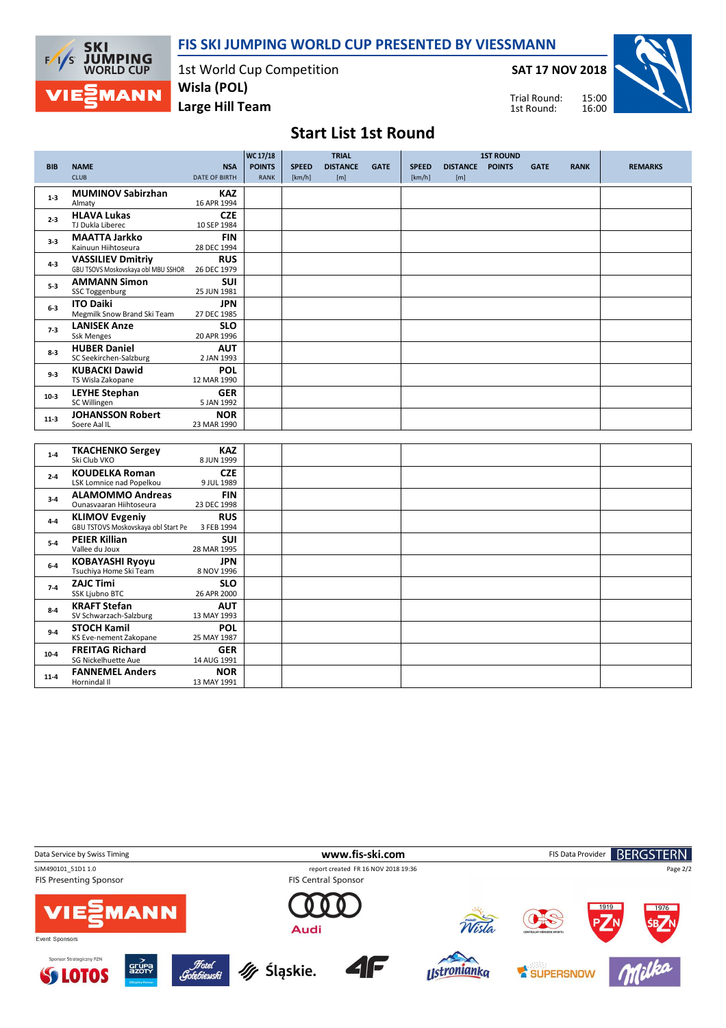# FIS SKI JUMPING WORLD CUP PRESENTED BY VIESSMANN

1st World Cup Competition
**Wisla (POL)**
**Large Hill Team**

**SAT 17 NOV 2018**

Trial Round: 15:00
1st Round: 16:00

## Start List 1st Round

| BIB | NAME / CLUB | NSA / DATE OF BIRTH | WC 17/18 POINTS RANK | TRIAL SPEED [km/h] | TRIAL DISTANCE [m] | TRIAL GATE | 1ST ROUND SPEED [km/h] | 1ST ROUND DISTANCE [m] | 1ST ROUND POINTS | 1ST ROUND GATE | 1ST ROUND RANK | REMARKS |
|---|---|---|---|---|---|---|---|---|---|---|---|---|
| 1-3 | **MUMINOV Sabirzhan** Almaty | **KAZ** 16 APR 1994 | | | | | | | | | | |
| 2-3 | **HLAVA Lukas** TJ Dukla Liberec | **CZE** 10 SEP 1984 | | | | | | | | | | |
| 3-3 | **MAATTA Jarkko** Kainuun Hiihtoseura | **FIN** 28 DEC 1994 | | | | | | | | | | |
| 4-3 | **VASSILIEV Dmitriy** GBU TSOVS Moskovskaya obl MBU SSHOR | **RUS** 26 DEC 1979 | | | | | | | | | | |
| 5-3 | **AMMANN Simon** SSC Toggenburg | **SUI** 25 JUN 1981 | | | | | | | | | | |
| 6-3 | **ITO Daiki** Megmilk Snow Brand Ski Team | **JPN** 27 DEC 1985 | | | | | | | | | | |
| 7-3 | **LANISEK Anze** Ssk Menges | **SLO** 20 APR 1996 | | | | | | | | | | |
| 8-3 | **HUBER Daniel** SC Seekirchen-Salzburg | **AUT** 2 JAN 1993 | | | | | | | | | | |
| 9-3 | **KUBACKI Dawid** TS Wisla Zakopane | **POL** 12 MAR 1990 | | | | | | | | | | |
| 10-3 | **LEYHE Stephan** SC Willingen | **GER** 5 JAN 1992 | | | | | | | | | | |
| 11-3 | **JOHANSSON Robert** Soere Aal IL | **NOR** 23 MAR 1990 | | | | | | | | | | |
| 1-4 | **TKACHENKO Sergey** Ski Club VKO | **KAZ** 8 JUN 1999 | | | | | | | | | | |
| 2-4 | **KOUDELKA Roman** LSK Lomnice nad Popelkou | **CZE** 9 JUL 1989 | | | | | | | | | | |
| 3-4 | **ALAMOMMO Andreas** Ounasvaaran Hiihtoseura | **FIN** 23 DEC 1998 | | | | | | | | | | |
| 4-4 | **KLIMOV Evgeniy** GBU TSTOVS Moskovskaya obl Start Pe | **RUS** 3 FEB 1994 | | | | | | | | | | |
| 5-4 | **PEIER Killian** Vallee du Joux | **SUI** 28 MAR 1995 | | | | | | | | | | |
| 6-4 | **KOBAYASHI Ryoyu** Tsuchiya Home Ski Team | **JPN** 8 NOV 1996 | | | | | | | | | | |
| 7-4 | **ZAJC Timi** SSK Ljubno BTC | **SLO** 26 APR 2000 | | | | | | | | | | |
| 8-4 | **KRAFT Stefan** SV Schwarzach-Salzburg | **AUT** 13 MAY 1993 | | | | | | | | | | |
| 9-4 | **STOCH Kamil** KS Eve-nement Zakopane | **POL** 25 MAY 1987 | | | | | | | | | | |
| 10-4 | **FREITAG Richard** SG Nickelhuette Aue | **GER** 14 AUG 1991 | | | | | | | | | | |
| 11-4 | **FANNEMEL Anders** Hornindal Il | **NOR** 13 MAY 1991 | | | | | | | | | | |

Data Service by Swiss Timing — www.fis-ski.com — FIS Data Provider BERGSTERN

SJM490101_51D1 1.0 — report created FR 16 NOV 2018 19:36

FIS Presenting Sponsor: VIESSMANN

FIS Central Sponsor: Audi

Event Sponsors